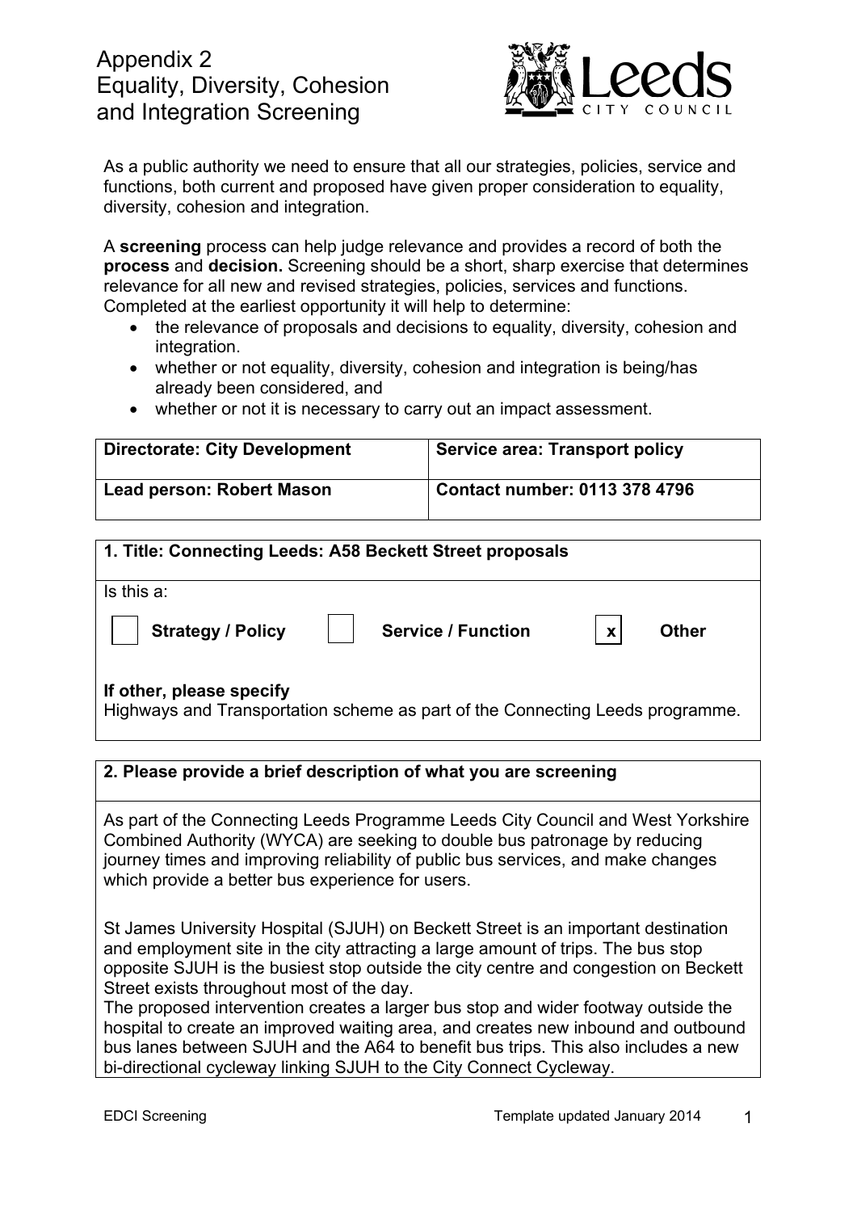# Appendix 2
# Equality, Diversity, Cohesion and Integration Screening

As a public authority we need to ensure that all our strategies, policies, service and functions, both current and proposed have given proper consideration to equality, diversity, cohesion and integration.

A **screening** process can help judge relevance and provides a record of both the **process** and **decision.** Screening should be a short, sharp exercise that determines relevance for all new and revised strategies, policies, services and functions. Completed at the earliest opportunity it will help to determine:

- the relevance of proposals and decisions to equality, diversity, cohesion and integration.
- whether or not equality, diversity, cohesion and integration is being/has already been considered, and
- whether or not it is necessary to carry out an impact assessment.

| **Directorate: City Development** | **Service area: Transport policy** |
|---|---|
| **Lead person: Robert Mason** | **Contact number: 0113 378 4796** |

**1. Title: Connecting Leeds: A58 Beckett Street proposals**

Is this a:

[ ] **Strategy / Policy** [ ] **Service / Function** [x] **Other**

**If other, please specify**
Highways and Transportation scheme as part of the Connecting Leeds programme.

**2. Please provide a brief description of what you are screening**

As part of the Connecting Leeds Programme Leeds City Council and West Yorkshire Combined Authority (WYCA) are seeking to double bus patronage by reducing journey times and improving reliability of public bus services, and make changes which provide a better bus experience for users.

St James University Hospital (SJUH) on Beckett Street is an important destination and employment site in the city attracting a large amount of trips. The bus stop opposite SJUH is the busiest stop outside the city centre and congestion on Beckett Street exists throughout most of the day.
The proposed intervention creates a larger bus stop and wider footway outside the hospital to create an improved waiting area, and creates new inbound and outbound bus lanes between SJUH and the A64 to benefit bus trips. This also includes a new bi-directional cycleway linking SJUH to the City Connect Cycleway.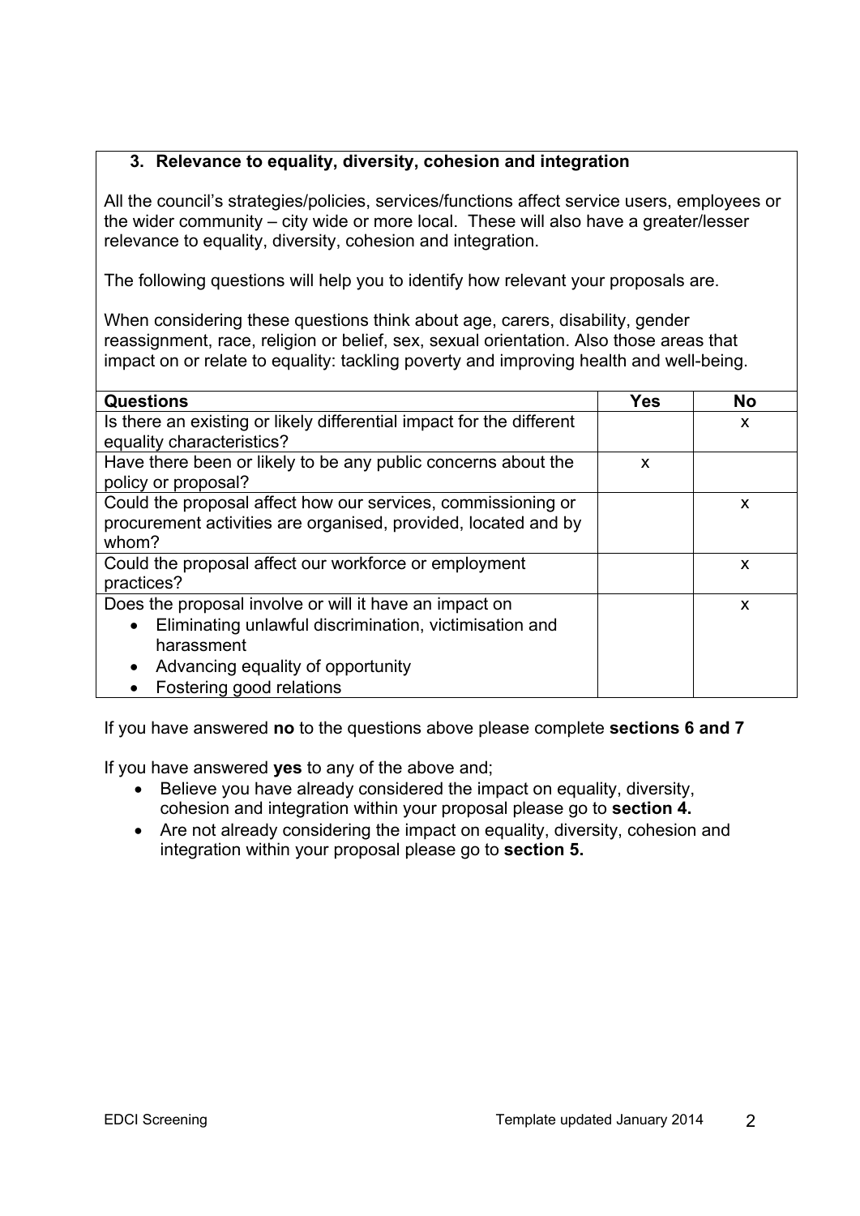### 3. Relevance to equality, diversity, cohesion and integration

All the council's strategies/policies, services/functions affect service users, employees or the wider community – city wide or more local. These will also have a greater/lesser relevance to equality, diversity, cohesion and integration.

The following questions will help you to identify how relevant your proposals are.

When considering these questions think about age, carers, disability, gender reassignment, race, religion or belief, sex, sexual orientation. Also those areas that impact on or relate to equality: tackling poverty and improving health and well-being.

| Questions | Yes | No |
|---|---|---|
| Is there an existing or likely differential impact for the different equality characteristics? | | x |
| Have there been or likely to be any public concerns about the policy or proposal? | x | |
| Could the proposal affect how our services, commissioning or procurement activities are organised, provided, located and by whom? | | x |
| Could the proposal affect our workforce or employment practices? | | x |
| Does the proposal involve or will it have an impact on<br>• Eliminating unlawful discrimination, victimisation and harassment<br>• Advancing equality of opportunity<br>• Fostering good relations | | x |

If you have answered **no** to the questions above please complete **sections 6 and 7**

If you have answered **yes** to any of the above and;

- Believe you have already considered the impact on equality, diversity, cohesion and integration within your proposal please go to **section 4.**
- Are not already considering the impact on equality, diversity, cohesion and integration within your proposal please go to **section 5.**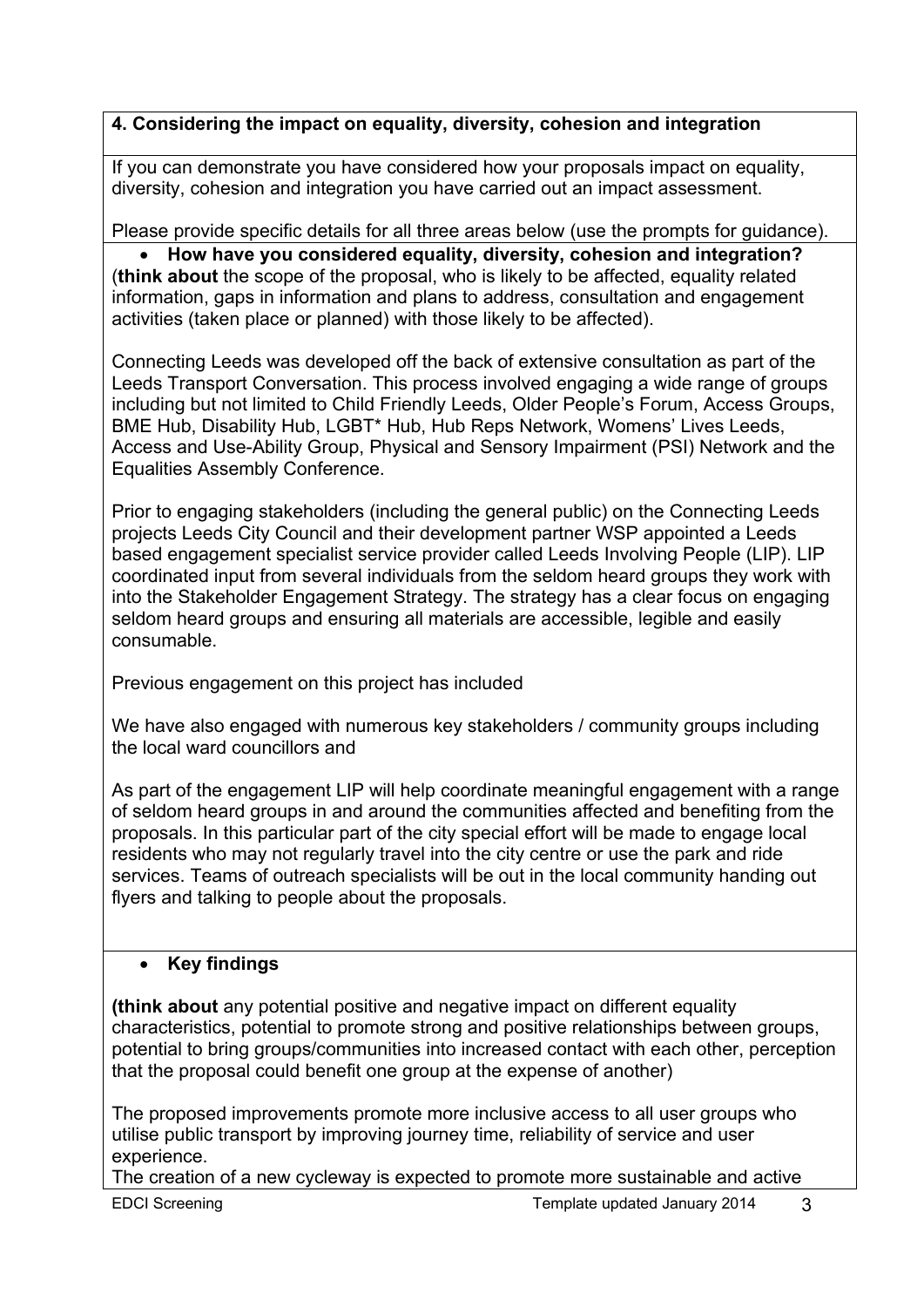## 4. Considering the impact on equality, diversity, cohesion and integration

If you can demonstrate you have considered how your proposals impact on equality, diversity, cohesion and integration you have carried out an impact assessment.

Please provide specific details for all three areas below (use the prompts for guidance).

- **How have you considered equality, diversity, cohesion and integration?**

(**think about** the scope of the proposal, who is likely to be affected, equality related information, gaps in information and plans to address, consultation and engagement activities (taken place or planned) with those likely to be affected).

Connecting Leeds was developed off the back of extensive consultation as part of the Leeds Transport Conversation. This process involved engaging a wide range of groups including but not limited to Child Friendly Leeds, Older People's Forum, Access Groups, BME Hub, Disability Hub, LGBT* Hub, Hub Reps Network, Womens' Lives Leeds, Access and Use-Ability Group, Physical and Sensory Impairment (PSI) Network and the Equalities Assembly Conference.

Prior to engaging stakeholders (including the general public) on the Connecting Leeds projects Leeds City Council and their development partner WSP appointed a Leeds based engagement specialist service provider called Leeds Involving People (LIP). LIP coordinated input from several individuals from the seldom heard groups they work with into the Stakeholder Engagement Strategy. The strategy has a clear focus on engaging seldom heard groups and ensuring all materials are accessible, legible and easily consumable.

Previous engagement on this project has included

We have also engaged with numerous key stakeholders / community groups including the local ward councillors and

As part of the engagement LIP will help coordinate meaningful engagement with a range of seldom heard groups in and around the communities affected and benefiting from the proposals. In this particular part of the city special effort will be made to engage local residents who may not regularly travel into the city centre or use the park and ride services. Teams of outreach specialists will be out in the local community handing out flyers and talking to people about the proposals.

- **Key findings**

**(think about** any potential positive and negative impact on different equality characteristics, potential to promote strong and positive relationships between groups, potential to bring groups/communities into increased contact with each other, perception that the proposal could benefit one group at the expense of another)

The proposed improvements promote more inclusive access to all user groups who utilise public transport by improving journey time, reliability of service and user experience.

The creation of a new cycleway is expected to promote more sustainable and active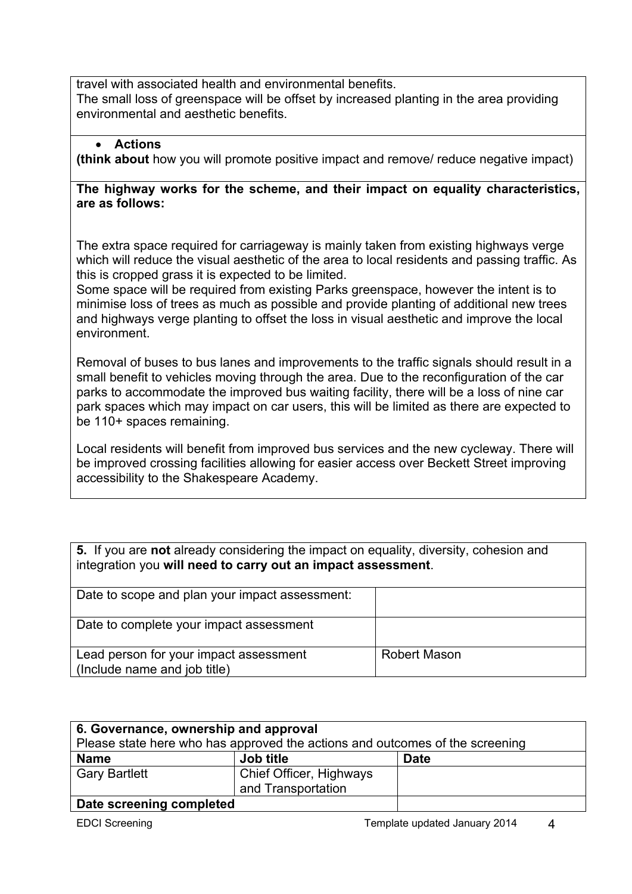travel with associated health and environmental benefits.
The small loss of greenspace will be offset by increased planting in the area providing environmental and aesthetic benefits.

- **Actions**

**(think about** how you will promote positive impact and remove/ reduce negative impact)

**The highway works for the scheme, and their impact on equality characteristics, are as follows:**

The extra space required for carriageway is mainly taken from existing highways verge which will reduce the visual aesthetic of the area to local residents and passing traffic. As this is cropped grass it is expected to be limited.
Some space will be required from existing Parks greenspace, however the intent is to minimise loss of trees as much as possible and provide planting of additional new trees and highways verge planting to offset the loss in visual aesthetic and improve the local environment.

Removal of buses to bus lanes and improvements to the traffic signals should result in a small benefit to vehicles moving through the area. Due to the reconfiguration of the car parks to accommodate the improved bus waiting facility, there will be a loss of nine car park spaces which may impact on car users, this will be limited as there are expected to be 110+ spaces remaining.

Local residents will benefit from improved bus services and the new cycleway. There will be improved crossing facilities allowing for easier access over Beckett Street improving accessibility to the Shakespeare Academy.

| **5.** If you are **not** already considering the impact on equality, diversity, cohesion and integration you **will need to carry out an impact assessment**. | |
|---|---|
| Date to scope and plan your impact assessment: | |
| Date to complete your impact assessment | |
| Lead person for your impact assessment (Include name and job title) | Robert Mason |

| **6. Governance, ownership and approval** Please state here who has approved the actions and outcomes of the screening | | |
|---|---|---|
| **Name** | **Job title** | **Date** |
| Gary Bartlett | Chief Officer, Highways and Transportation | |
| **Date screening completed** | | |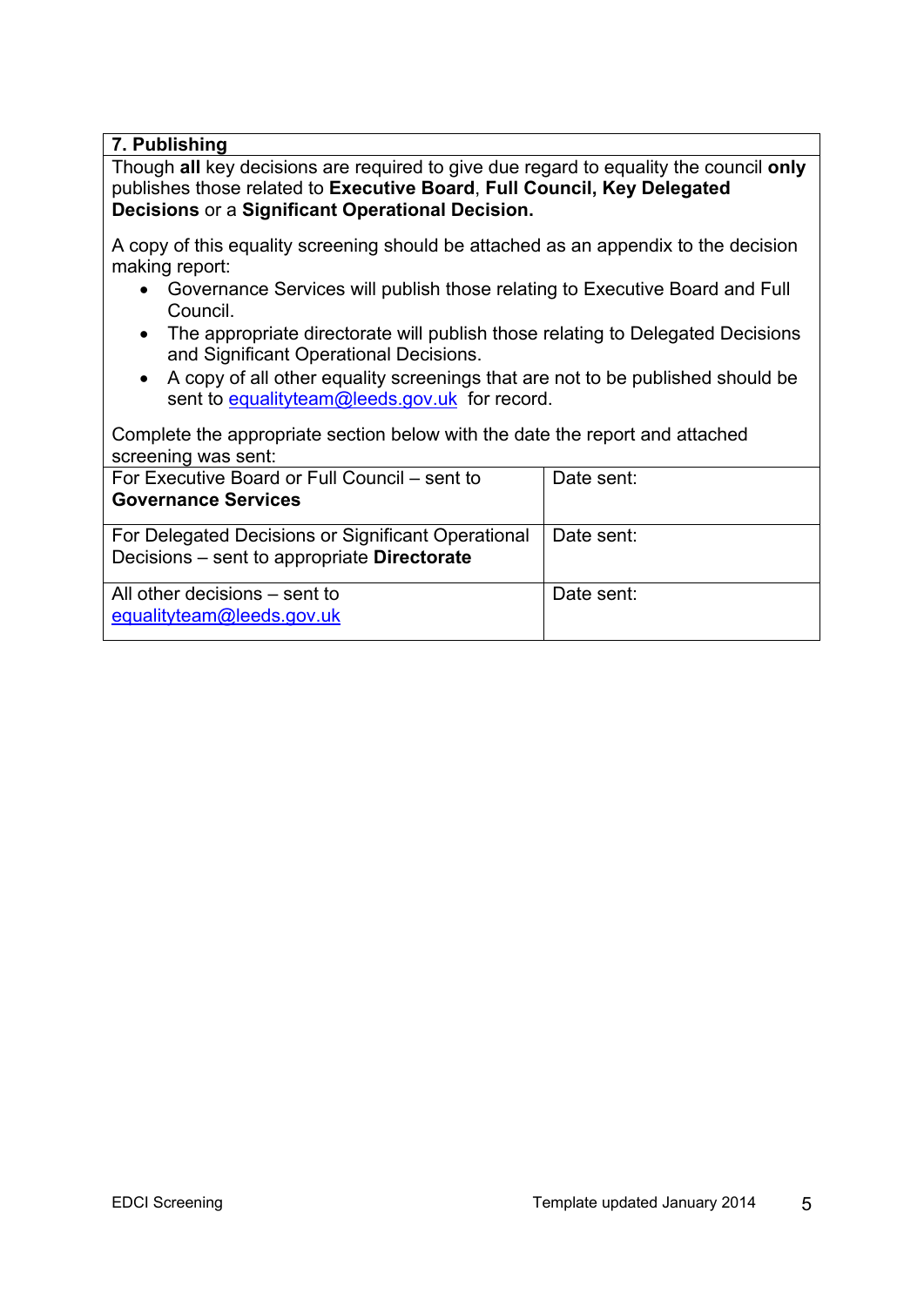## 7. Publishing

Though **all** key decisions are required to give due regard to equality the council **only** publishes those related to **Executive Board**, **Full Council, Key Delegated Decisions** or a **Significant Operational Decision.**

A copy of this equality screening should be attached as an appendix to the decision making report:

- Governance Services will publish those relating to Executive Board and Full Council.
- The appropriate directorate will publish those relating to Delegated Decisions and Significant Operational Decisions.
- A copy of all other equality screenings that are not to be published should be sent to equalityteam@leeds.gov.uk for record.

Complete the appropriate section below with the date the report and attached screening was sent:

| | |
|---|---|
| For Executive Board or Full Council – sent to **Governance Services** | Date sent: |
| For Delegated Decisions or Significant Operational Decisions – sent to appropriate **Directorate** | Date sent: |
| All other decisions – sent to equalityteam@leeds.gov.uk | Date sent: |